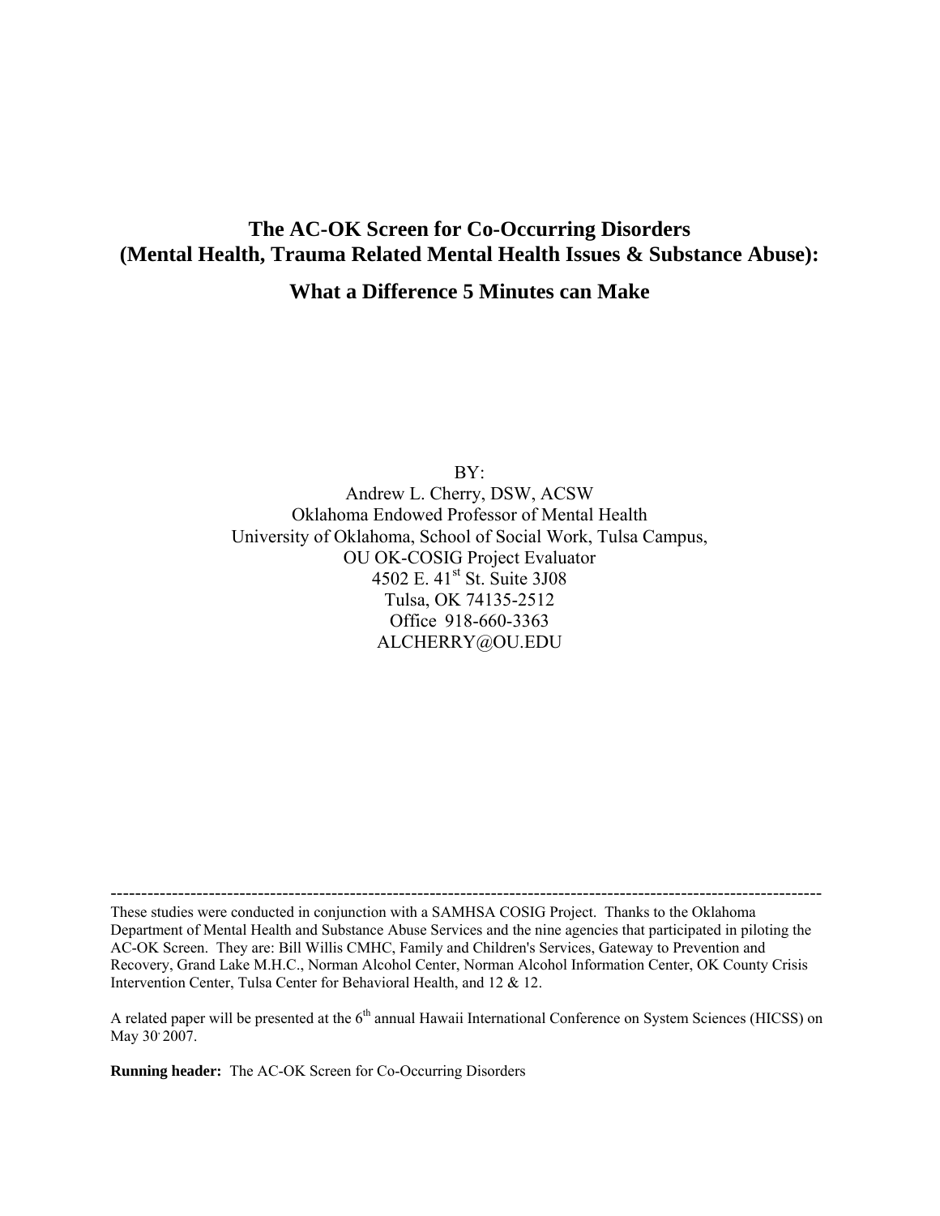# The AC-OK Screen for Co-Occurring Disorders (Mental Health, Trauma Related Mental Health Issues & Substance Abuse):

## What a Difference 5 Minutes can Make

BY:
Andrew L. Cherry, DSW, ACSW
Oklahoma Endowed Professor of Mental Health
University of Oklahoma, School of Social Work, Tulsa Campus,
OU OK-COSIG Project Evaluator
4502 E. 41st St. Suite 3J08
Tulsa, OK 74135-2512
Office 918-660-3363
ALCHERRY@OU.EDU

---

These studies were conducted in conjunction with a SAMHSA COSIG Project. Thanks to the Oklahoma Department of Mental Health and Substance Abuse Services and the nine agencies that participated in piloting the AC-OK Screen. They are: Bill Willis CMHC, Family and Children's Services, Gateway to Prevention and Recovery, Grand Lake M.H.C., Norman Alcohol Center, Norman Alcohol Information Center, OK County Crisis Intervention Center, Tulsa Center for Behavioral Health, and 12 & 12.

A related paper will be presented at the 6th annual Hawaii International Conference on System Sciences (HICSS) on May 30, 2007.

**Running header:** The AC-OK Screen for Co-Occurring Disorders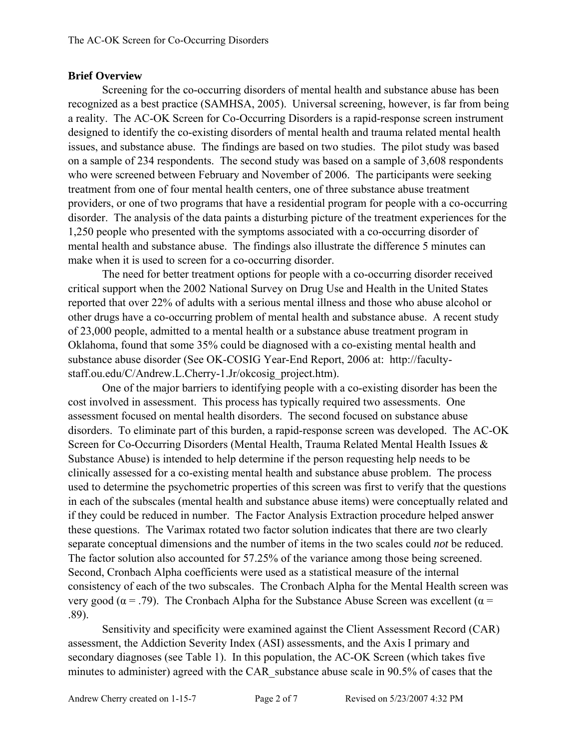## Brief Overview

Screening for the co-occurring disorders of mental health and substance abuse has been recognized as a best practice (SAMHSA, 2005). Universal screening, however, is far from being a reality. The AC-OK Screen for Co-Occurring Disorders is a rapid-response screen instrument designed to identify the co-existing disorders of mental health and trauma related mental health issues, and substance abuse. The findings are based on two studies. The pilot study was based on a sample of 234 respondents. The second study was based on a sample of 3,608 respondents who were screened between February and November of 2006. The participants were seeking treatment from one of four mental health centers, one of three substance abuse treatment providers, or one of two programs that have a residential program for people with a co-occurring disorder. The analysis of the data paints a disturbing picture of the treatment experiences for the 1,250 people who presented with the symptoms associated with a co-occurring disorder of mental health and substance abuse. The findings also illustrate the difference 5 minutes can make when it is used to screen for a co-occurring disorder.

The need for better treatment options for people with a co-occurring disorder received critical support when the 2002 National Survey on Drug Use and Health in the United States reported that over 22% of adults with a serious mental illness and those who abuse alcohol or other drugs have a co-occurring problem of mental health and substance abuse. A recent study of 23,000 people, admitted to a mental health or a substance abuse treatment program in Oklahoma, found that some 35% could be diagnosed with a co-existing mental health and substance abuse disorder (See OK-COSIG Year-End Report, 2006 at: http://faculty-staff.ou.edu/C/Andrew.L.Cherry-1.Jr/okcosig_project.htm).

One of the major barriers to identifying people with a co-existing disorder has been the cost involved in assessment. This process has typically required two assessments. One assessment focused on mental health disorders. The second focused on substance abuse disorders. To eliminate part of this burden, a rapid-response screen was developed. The AC-OK Screen for Co-Occurring Disorders (Mental Health, Trauma Related Mental Health Issues & Substance Abuse) is intended to help determine if the person requesting help needs to be clinically assessed for a co-existing mental health and substance abuse problem. The process used to determine the psychometric properties of this screen was first to verify that the questions in each of the subscales (mental health and substance abuse items) were conceptually related and if they could be reduced in number. The Factor Analysis Extraction procedure helped answer these questions. The Varimax rotated two factor solution indicates that there are two clearly separate conceptual dimensions and the number of items in the two scales could *not* be reduced. The factor solution also accounted for 57.25% of the variance among those being screened. Second, Cronbach Alpha coefficients were used as a statistical measure of the internal consistency of each of the two subscales. The Cronbach Alpha for the Mental Health screen was very good ($\alpha = .79$). The Cronbach Alpha for the Substance Abuse Screen was excellent ($\alpha = .89$).

Sensitivity and specificity were examined against the Client Assessment Record (CAR) assessment, the Addiction Severity Index (ASI) assessments, and the Axis I primary and secondary diagnoses (see Table 1). In this population, the AC-OK Screen (which takes five minutes to administer) agreed with the CAR_substance abuse scale in 90.5% of cases that the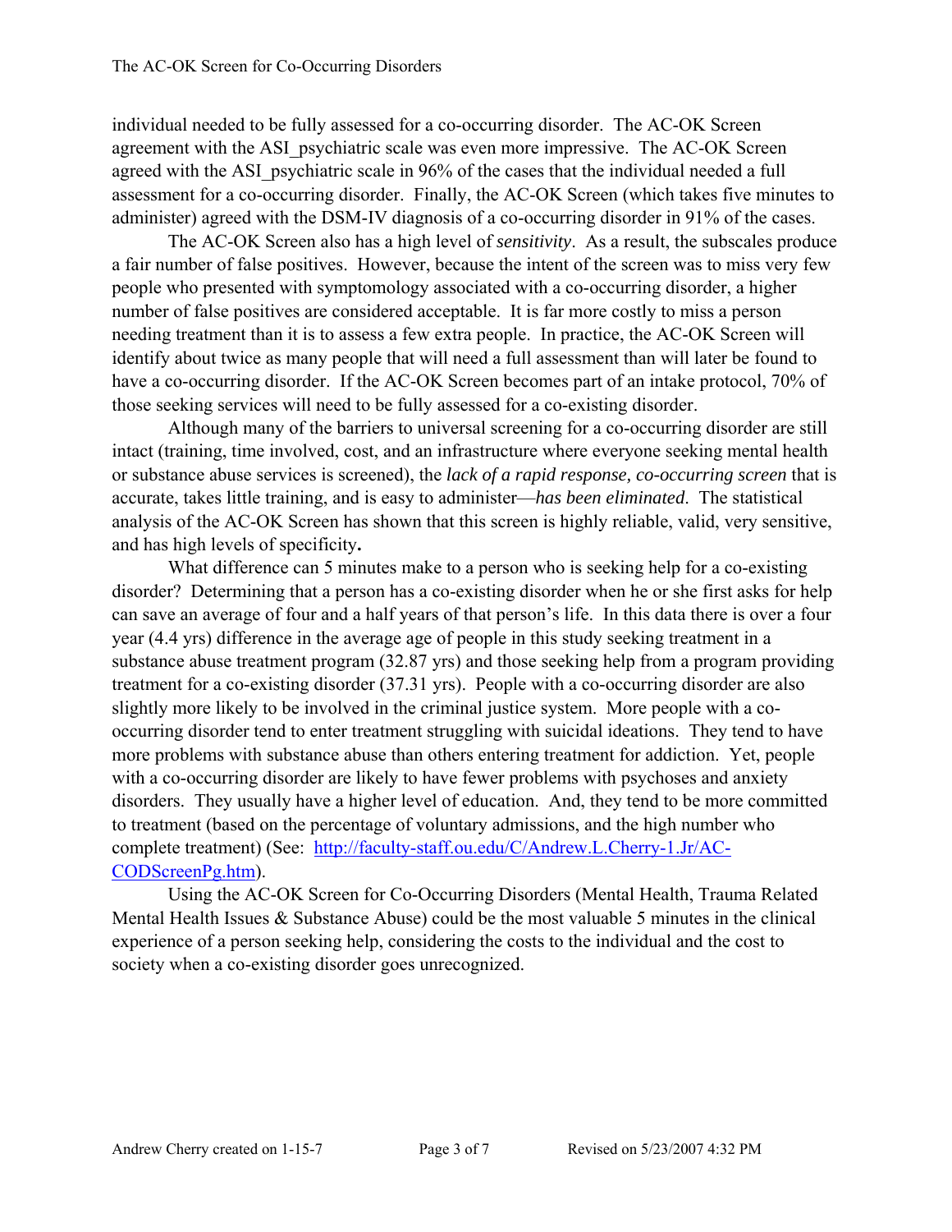individual needed to be fully assessed for a co-occurring disorder. The AC-OK Screen agreement with the ASI_psychiatric scale was even more impressive. The AC-OK Screen agreed with the ASI_psychiatric scale in 96% of the cases that the individual needed a full assessment for a co-occurring disorder. Finally, the AC-OK Screen (which takes five minutes to administer) agreed with the DSM-IV diagnosis of a co-occurring disorder in 91% of the cases.

The AC-OK Screen also has a high level of *sensitivity*. As a result, the subscales produce a fair number of false positives. However, because the intent of the screen was to miss very few people who presented with symptomology associated with a co-occurring disorder, a higher number of false positives are considered acceptable. It is far more costly to miss a person needing treatment than it is to assess a few extra people. In practice, the AC-OK Screen will identify about twice as many people that will need a full assessment than will later be found to have a co-occurring disorder. If the AC-OK Screen becomes part of an intake protocol, 70% of those seeking services will need to be fully assessed for a co-existing disorder.

Although many of the barriers to universal screening for a co-occurring disorder are still intact (training, time involved, cost, and an infrastructure where everyone seeking mental health or substance abuse services is screened), the *lack of a rapid response, co-occurring screen* that is accurate, takes little training, and is easy to administer—*has been eliminated*. The statistical analysis of the AC-OK Screen has shown that this screen is highly reliable, valid, very sensitive, and has high levels of specificity**.**

What difference can 5 minutes make to a person who is seeking help for a co-existing disorder? Determining that a person has a co-existing disorder when he or she first asks for help can save an average of four and a half years of that person's life. In this data there is over a four year (4.4 yrs) difference in the average age of people in this study seeking treatment in a substance abuse treatment program (32.87 yrs) and those seeking help from a program providing treatment for a co-existing disorder (37.31 yrs). People with a co-occurring disorder are also slightly more likely to be involved in the criminal justice system. More people with a co-occurring disorder tend to enter treatment struggling with suicidal ideations. They tend to have more problems with substance abuse than others entering treatment for addiction. Yet, people with a co-occurring disorder are likely to have fewer problems with psychoses and anxiety disorders. They usually have a higher level of education. And, they tend to be more committed to treatment (based on the percentage of voluntary admissions, and the high number who complete treatment) (See: [http://faculty-staff.ou.edu/C/Andrew.L.Cherry-1.Jr/AC-CODScreenPg.htm](http://faculty-staff.ou.edu/C/Andrew.L.Cherry-1.Jr/AC-CODScreenPg.htm)).

Using the AC-OK Screen for Co-Occurring Disorders (Mental Health, Trauma Related Mental Health Issues & Substance Abuse) could be the most valuable 5 minutes in the clinical experience of a person seeking help, considering the costs to the individual and the cost to society when a co-existing disorder goes unrecognized.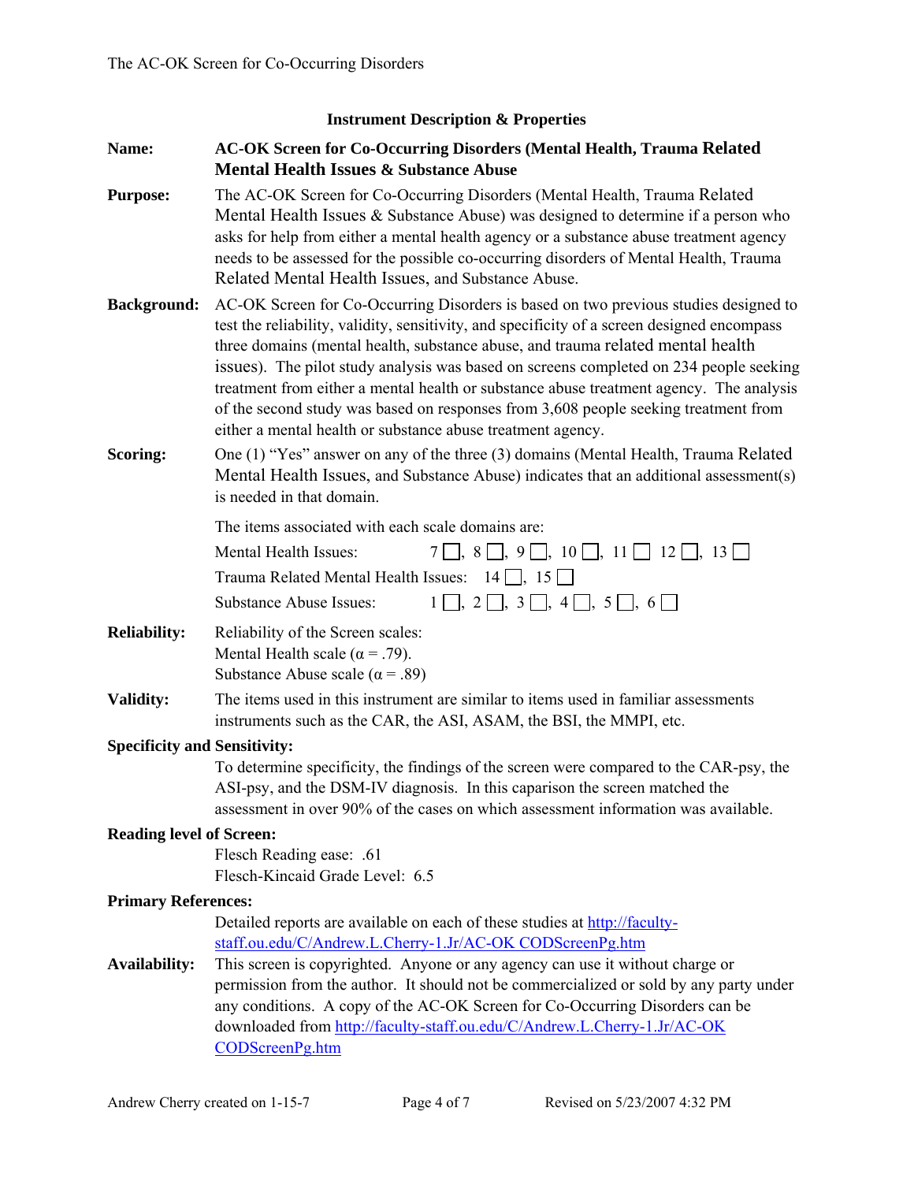## Instrument Description & Properties

**Name:** **AC-OK Screen for Co-Occurring Disorders (Mental Health, Trauma Related Mental Health Issues & Substance Abuse**

**Purpose:** The AC-OK Screen for Co-Occurring Disorders (Mental Health, Trauma Related Mental Health Issues & Substance Abuse) was designed to determine if a person who asks for help from either a mental health agency or a substance abuse treatment agency needs to be assessed for the possible co-occurring disorders of Mental Health, Trauma Related Mental Health Issues, and Substance Abuse.

**Background:** AC-OK Screen for Co-Occurring Disorders is based on two previous studies designed to test the reliability, validity, sensitivity, and specificity of a screen designed encompass three domains (mental health, substance abuse, and trauma related mental health issues). The pilot study analysis was based on screens completed on 234 people seeking treatment from either a mental health or substance abuse treatment agency. The analysis of the second study was based on responses from 3,608 people seeking treatment from either a mental health or substance abuse treatment agency.

**Scoring:** One (1) "Yes" answer on any of the three (3) domains (Mental Health, Trauma Related Mental Health Issues, and Substance Abuse) indicates that an additional assessment(s) is needed in that domain.

The items associated with each scale domains are:

Mental Health Issues: 7 ☐, 8 ☐, 9 ☐, 10 ☐, 11 ☐ 12 ☐, 13 ☐

Trauma Related Mental Health Issues: 14 ☐, 15 ☐

Substance Abuse Issues: 1 ☐, 2 ☐, 3 ☐, 4 ☐, 5 ☐, 6 ☐

**Reliability:** Reliability of the Screen scales:
Mental Health scale ($\alpha = .79$).
Substance Abuse scale ($\alpha = .89$)

**Validity:** The items used in this instrument are similar to items used in familiar assessments instruments such as the CAR, the ASI, ASAM, the BSI, the MMPI, etc.

**Specificity and Sensitivity:**

To determine specificity, the findings of the screen were compared to the CAR-psy, the ASI-psy, and the DSM-IV diagnosis. In this caparison the screen matched the assessment in over 90% of the cases on which assessment information was available.

**Reading level of Screen:**

Flesch Reading ease: .61
Flesch-Kincaid Grade Level: 6.5

**Primary References:**

Detailed reports are available on each of these studies at http://faculty-staff.ou.edu/C/Andrew.L.Cherry-1.Jr/AC-OK CODScreenPg.htm

**Availability:** This screen is copyrighted. Anyone or any agency can use it without charge or permission from the author. It should not be commercialized or sold by any party under any conditions. A copy of the AC-OK Screen for Co-Occurring Disorders can be downloaded from http://faculty-staff.ou.edu/C/Andrew.L.Cherry-1.Jr/AC-OK CODScreenPg.htm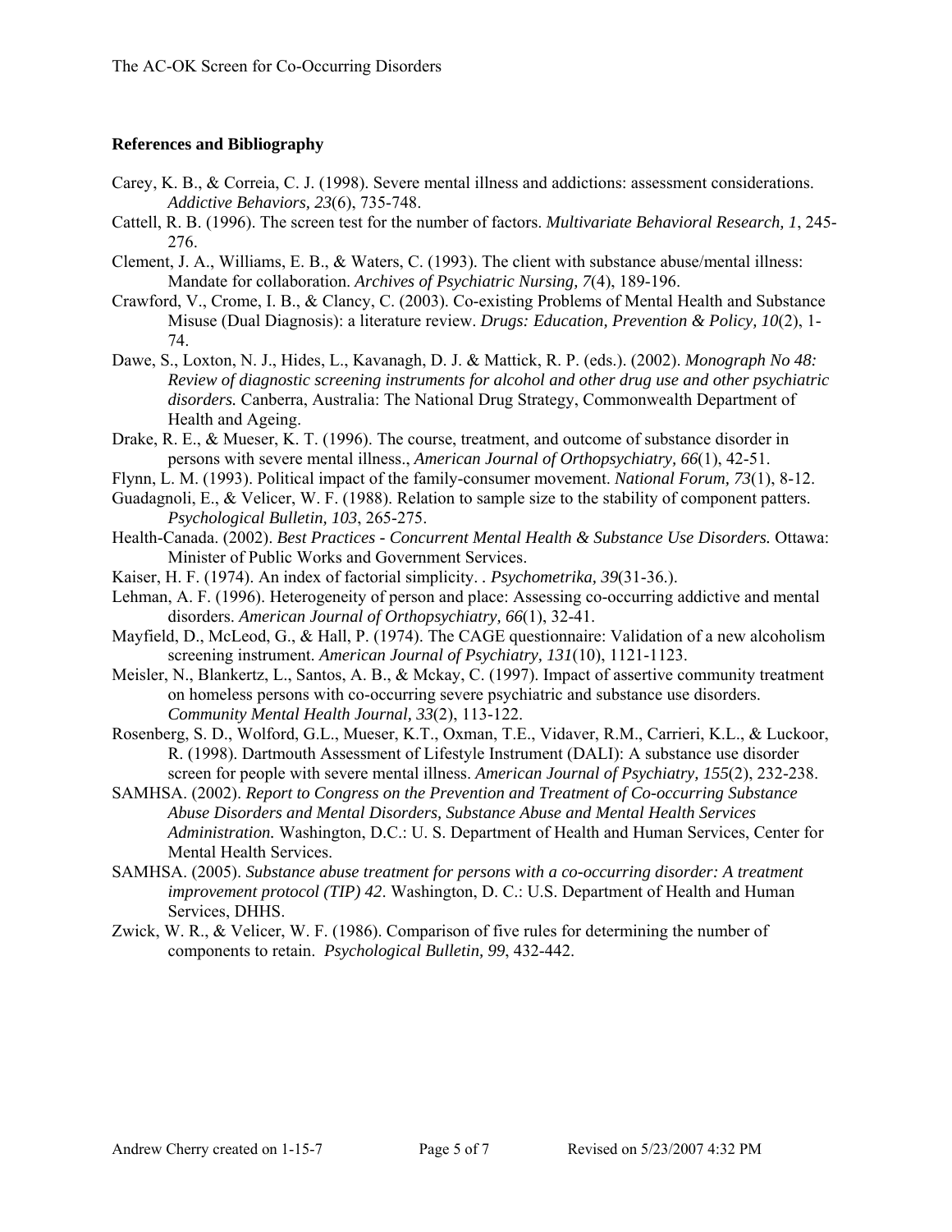**References and Bibliography**

Carey, K. B., & Correia, C. J. (1998). Severe mental illness and addictions: assessment considerations. *Addictive Behaviors, 23*(6), 735-748.

Cattell, R. B. (1996). The screen test for the number of factors. *Multivariate Behavioral Research, 1*, 245-276.

Clement, J. A., Williams, E. B., & Waters, C. (1993). The client with substance abuse/mental illness: Mandate for collaboration. *Archives of Psychiatric Nursing, 7*(4), 189-196.

Crawford, V., Crome, I. B., & Clancy, C. (2003). Co-existing Problems of Mental Health and Substance Misuse (Dual Diagnosis): a literature review. *Drugs: Education, Prevention & Policy, 10*(2), 1-74.

Dawe, S., Loxton, N. J., Hides, L., Kavanagh, D. J. & Mattick, R. P. (eds.). (2002). *Monograph No 48: Review of diagnostic screening instruments for alcohol and other drug use and other psychiatric disorders.* Canberra, Australia: The National Drug Strategy, Commonwealth Department of Health and Ageing.

Drake, R. E., & Mueser, K. T. (1996). The course, treatment, and outcome of substance disorder in persons with severe mental illness., *American Journal of Orthopsychiatry, 66*(1), 42-51.

Flynn, L. M. (1993). Political impact of the family-consumer movement. *National Forum, 73*(1), 8-12.

Guadagnoli, E., & Velicer, W. F. (1988). Relation to sample size to the stability of component patters. *Psychological Bulletin, 103*, 265-275.

Health-Canada. (2002). *Best Practices - Concurrent Mental Health & Substance Use Disorders.* Ottawa: Minister of Public Works and Government Services.

Kaiser, H. F. (1974). An index of factorial simplicity. . *Psychometrika, 39*(31-36.).

Lehman, A. F. (1996). Heterogeneity of person and place: Assessing co-occurring addictive and mental disorders. *American Journal of Orthopsychiatry, 66*(1), 32-41.

Mayfield, D., McLeod, G., & Hall, P. (1974). The CAGE questionnaire: Validation of a new alcoholism screening instrument. *American Journal of Psychiatry, 131*(10), 1121-1123.

Meisler, N., Blankertz, L., Santos, A. B., & Mckay, C. (1997). Impact of assertive community treatment on homeless persons with co-occurring severe psychiatric and substance use disorders. *Community Mental Health Journal, 33*(2), 113-122.

Rosenberg, S. D., Wolford, G.L., Mueser, K.T., Oxman, T.E., Vidaver, R.M., Carrieri, K.L., & Luckoor, R. (1998). Dartmouth Assessment of Lifestyle Instrument (DALI): A substance use disorder screen for people with severe mental illness. *American Journal of Psychiatry, 155*(2), 232-238.

SAMHSA. (2002). *Report to Congress on the Prevention and Treatment of Co-occurring Substance Abuse Disorders and Mental Disorders, Substance Abuse and Mental Health Services Administration.* Washington, D.C.: U. S. Department of Health and Human Services, Center for Mental Health Services.

SAMHSA. (2005). *Substance abuse treatment for persons with a co-occurring disorder: A treatment improvement protocol (TIP) 42*. Washington, D. C.: U.S. Department of Health and Human Services, DHHS.

Zwick, W. R., & Velicer, W. F. (1986). Comparison of five rules for determining the number of components to retain. *Psychological Bulletin, 99*, 432-442.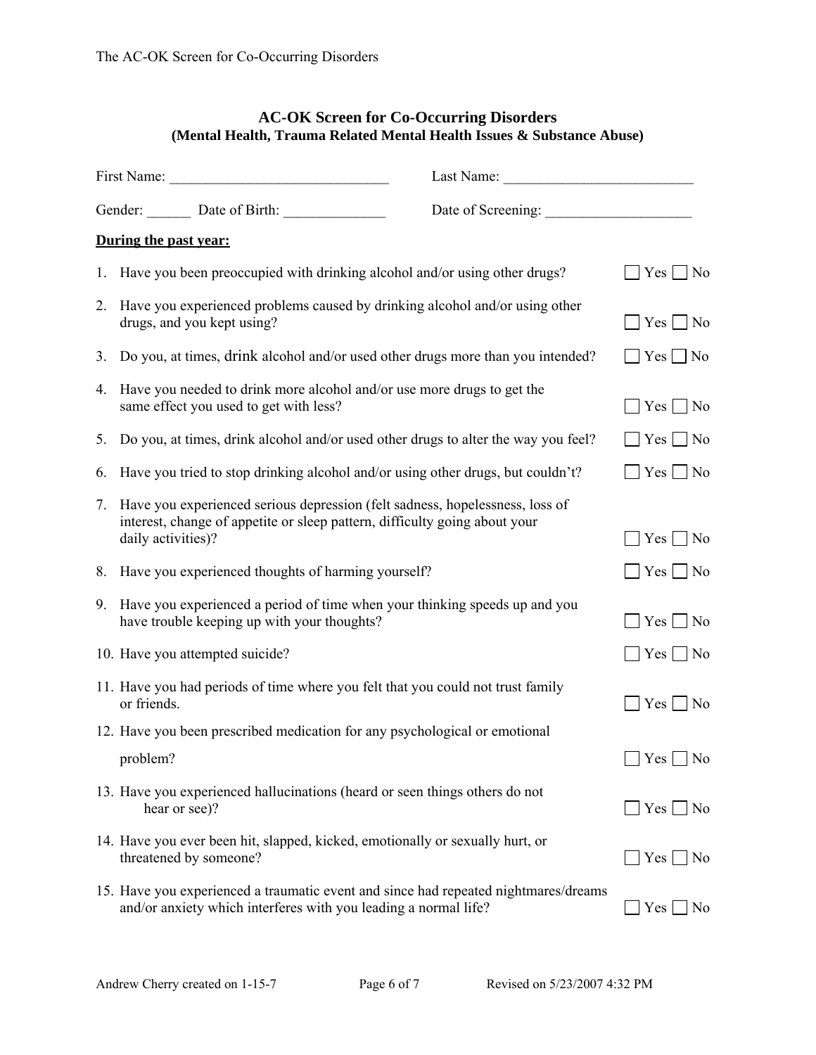## AC-OK Screen for Co-Occurring Disorders
### (Mental Health, Trauma Related Mental Health Issues & Substance Abuse)

First Name: ______________________________ Last Name: _________________________

Gender: ______ Date of Birth: ______________ Date of Screening: ____________________

**<u>During the past year:</u>**

1. Have you been preoccupied with drinking alcohol and/or using other drugs? ☐ Yes ☐ No
2. Have you experienced problems caused by drinking alcohol and/or using other drugs, and you kept using? ☐ Yes ☐ No
3. Do you, at times, drink alcohol and/or used other drugs more than you intended? ☐ Yes ☐ No
4. Have you needed to drink more alcohol and/or use more drugs to get the same effect you used to get with less? ☐ Yes ☐ No
5. Do you, at times, drink alcohol and/or used other drugs to alter the way you feel? ☐ Yes ☐ No
6. Have you tried to stop drinking alcohol and/or using other drugs, but couldn't? ☐ Yes ☐ No
7. Have you experienced serious depression (felt sadness, hopelessness, loss of interest, change of appetite or sleep pattern, difficulty going about your daily activities)? ☐ Yes ☐ No
8. Have you experienced thoughts of harming yourself? ☐ Yes ☐ No
9. Have you experienced a period of time when your thinking speeds up and you have trouble keeping up with your thoughts? ☐ Yes ☐ No
10. Have you attempted suicide? ☐ Yes ☐ No
11. Have you had periods of time where you felt that you could not trust family or friends. ☐ Yes ☐ No
12. Have you been prescribed medication for any psychological or emotional problem? ☐ Yes ☐ No
13. Have you experienced hallucinations (heard or seen things others do not hear or see)? ☐ Yes ☐ No
14. Have you ever been hit, slapped, kicked, emotionally or sexually hurt, or threatened by someone? ☐ Yes ☐ No
15. Have you experienced a traumatic event and since had repeated nightmares/dreams and/or anxiety which interferes with you leading a normal life? ☐ Yes ☐ No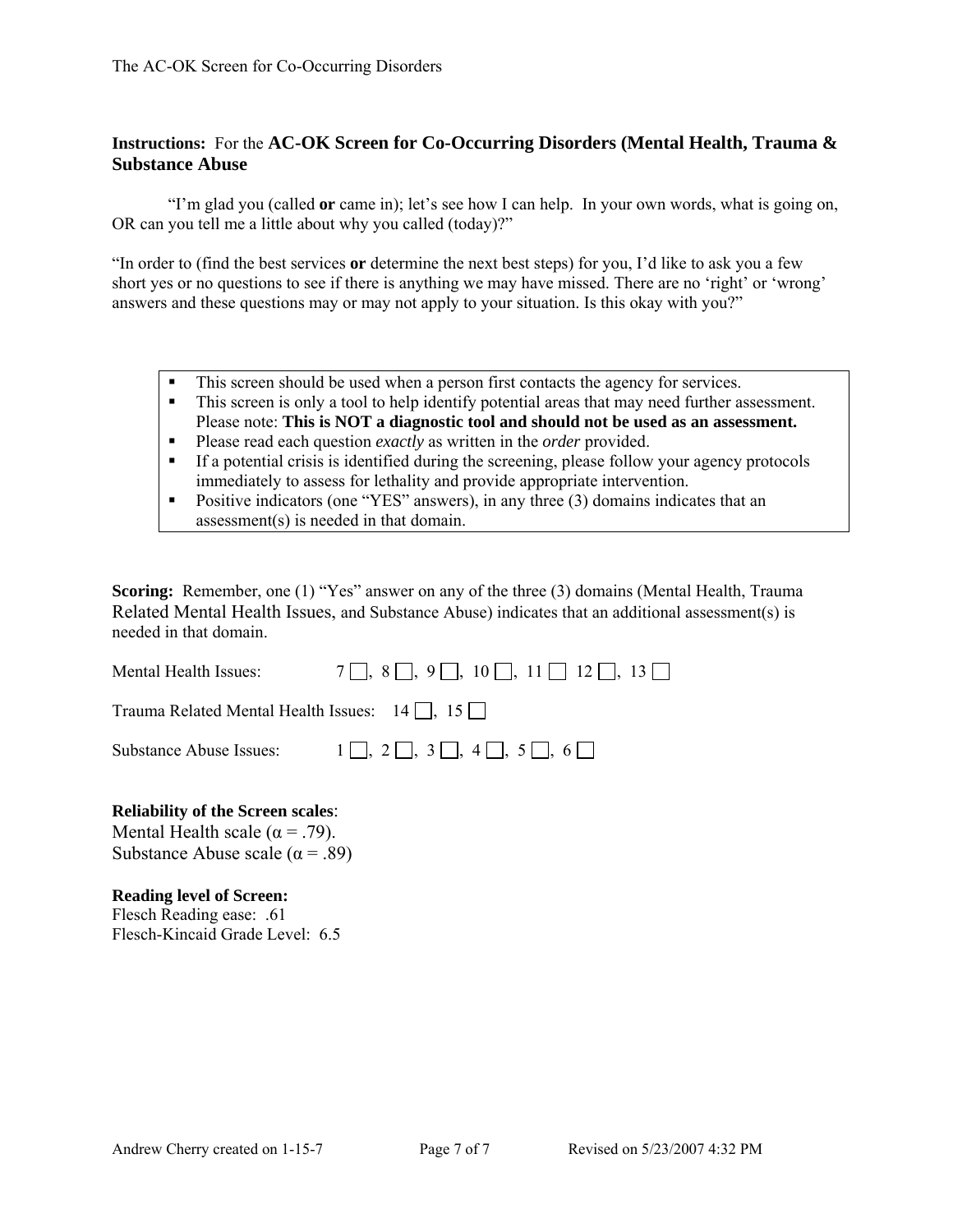**Instructions:** For the **AC-OK Screen for Co-Occurring Disorders (Mental Health, Trauma & Substance Abuse**

"I'm glad you (called **or** came in); let's see how I can help. In your own words, what is going on, OR can you tell me a little about why you called (today)?"

"In order to (find the best services **or** determine the next best steps) for you, I'd like to ask you a few short yes or no questions to see if there is anything we may have missed. There are no 'right' or 'wrong' answers and these questions may or may not apply to your situation. Is this okay with you?"

- This screen should be used when a person first contacts the agency for services.
- This screen is only a tool to help identify potential areas that may need further assessment. Please note: **This is NOT a diagnostic tool and should not be used as an assessment.**
- Please read each question *exactly* as written in the *order* provided.
- If a potential crisis is identified during the screening, please follow your agency protocols immediately to assess for lethality and provide appropriate intervention.
- Positive indicators (one "YES" answers), in any three (3) domains indicates that an assessment(s) is needed in that domain.

**Scoring:** Remember, one (1) "Yes" answer on any of the three (3) domains (Mental Health, Trauma Related Mental Health Issues, and Substance Abuse) indicates that an additional assessment(s) is needed in that domain.

Mental Health Issues: 7 ☐, 8 ☐, 9 ☐, 10 ☐, 11 ☐ 12 ☐, 13 ☐

Trauma Related Mental Health Issues: 14 ☐, 15 ☐

Substance Abuse Issues: 1 ☐, 2 ☐, 3 ☐, 4 ☐, 5 ☐, 6 ☐

**Reliability of the Screen scales**:
Mental Health scale ($\alpha = .79$).
Substance Abuse scale ($\alpha = .89$)

**Reading level of Screen:**
Flesch Reading ease: .61
Flesch-Kincaid Grade Level: 6.5

Andrew Cherry created on 1-15-7 Revised on 5/23/2007 4:32 PM